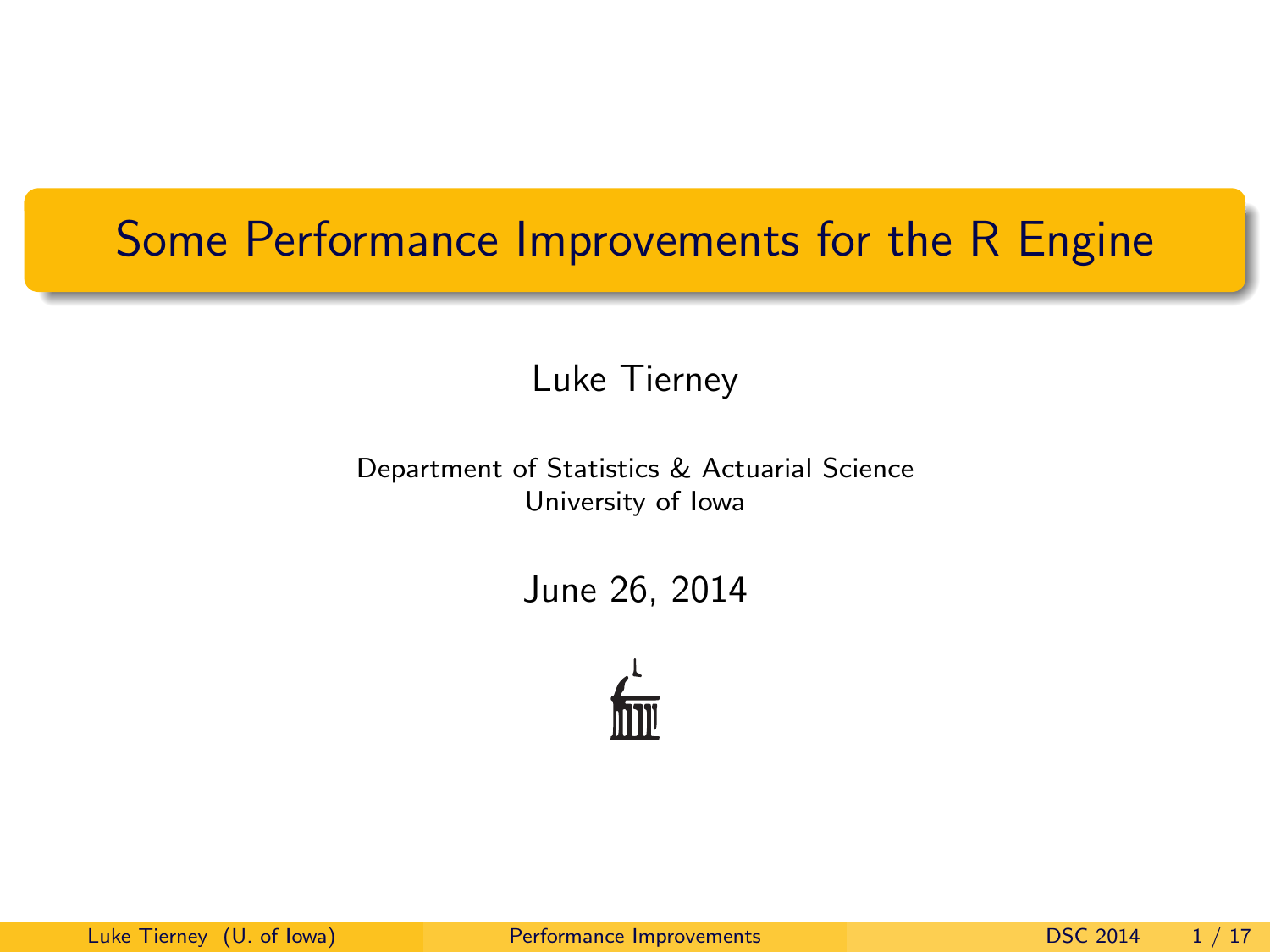# Some Performance Improvements for the R Engine

Luke Tierney

Department of Statistics & Actuarial Science
University of Iowa

June 26, 2014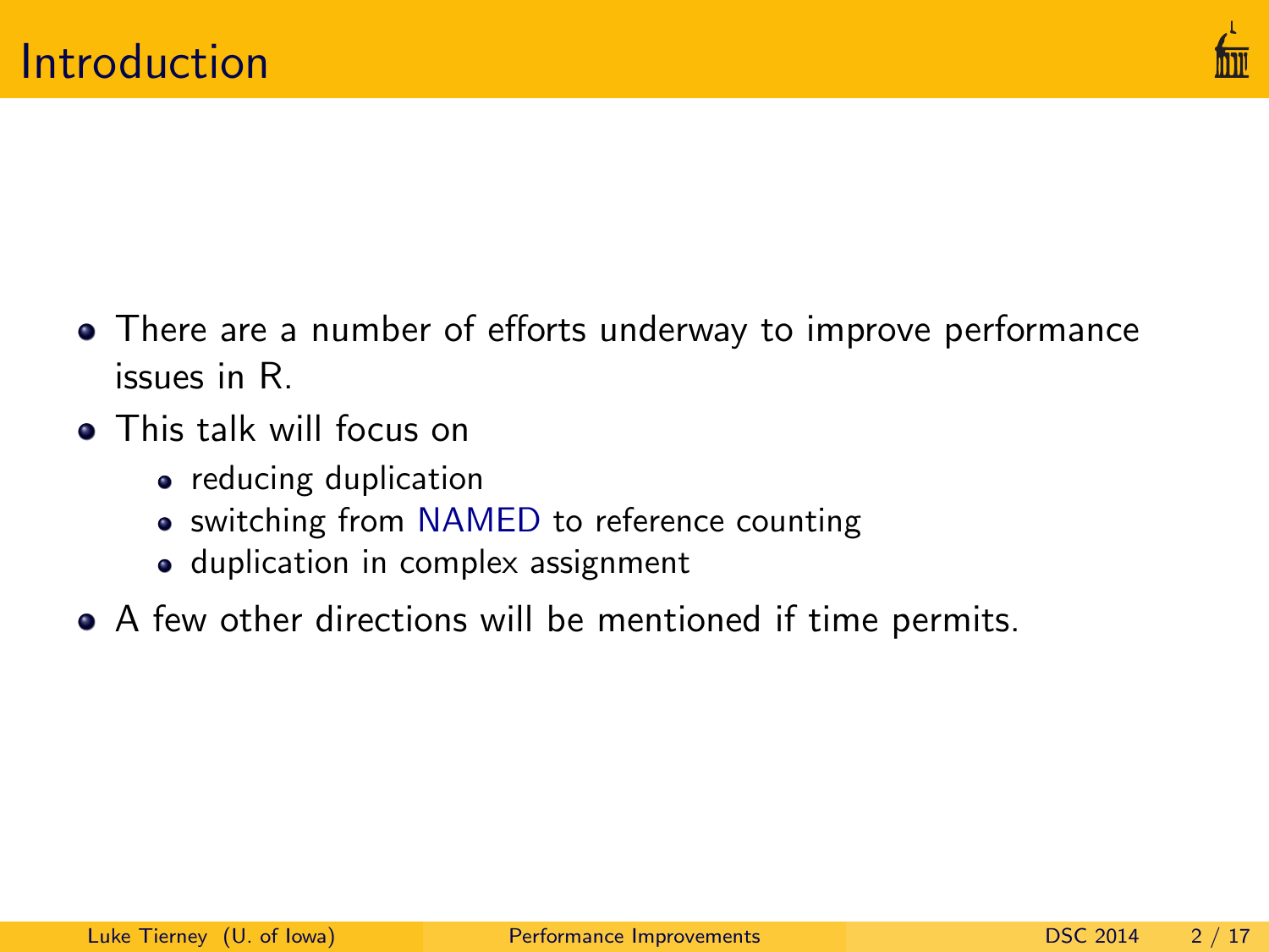# Introduction

- There are a number of efforts underway to improve performance issues in R.
- This talk will focus on
  - reducing duplication
  - switching from NAMED to reference counting
  - duplication in complex assignment
- A few other directions will be mentioned if time permits.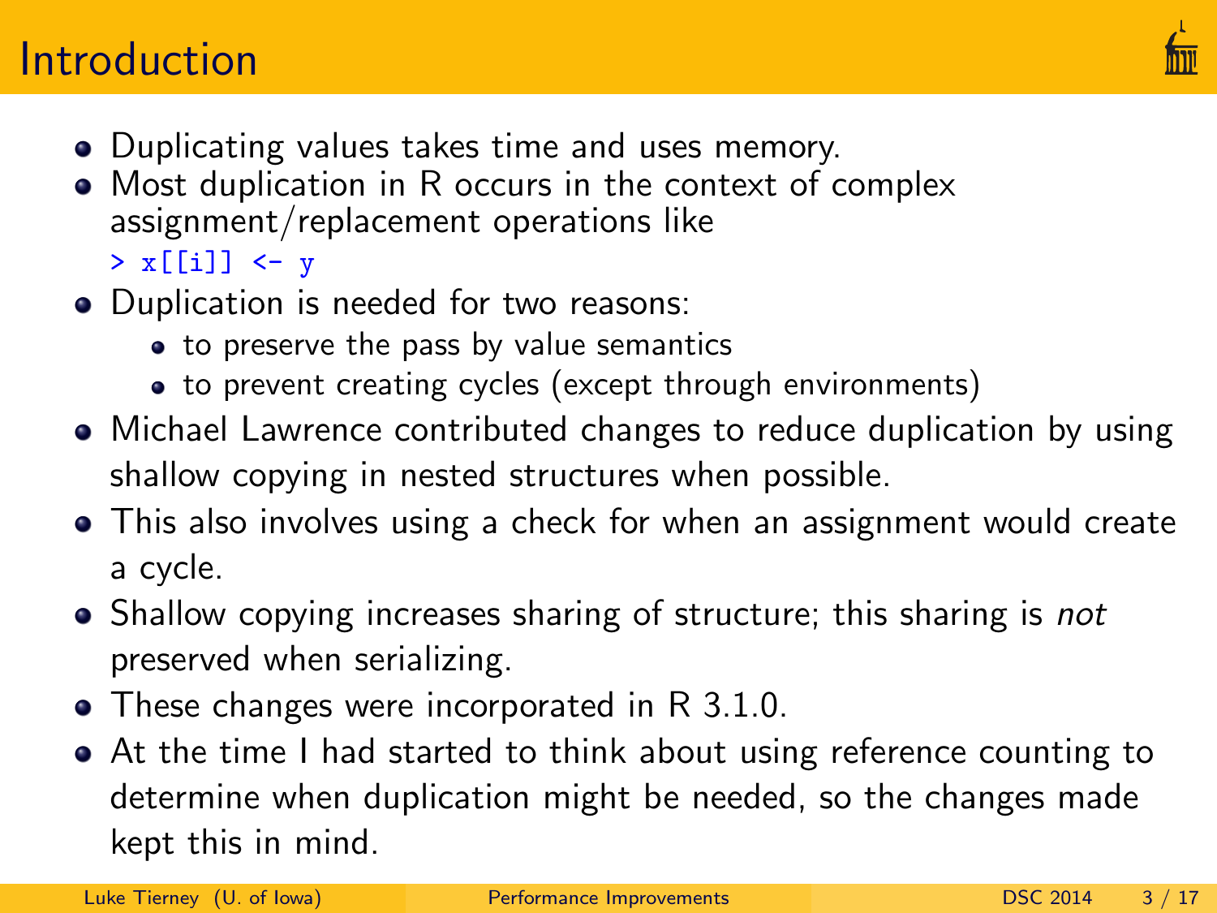# Introduction

- Duplicating values takes time and uses memory.
- Most duplication in R occurs in the context of complex assignment/replacement operations like

```
> x[[i]] <- y
```

- Duplication is needed for two reasons:
  - to preserve the pass by value semantics
  - to prevent creating cycles (except through environments)
- Michael Lawrence contributed changes to reduce duplication by using shallow copying in nested structures when possible.
- This also involves using a check for when an assignment would create a cycle.
- Shallow copying increases sharing of structure; this sharing is *not* preserved when serializing.
- These changes were incorporated in R 3.1.0.
- At the time I had started to think about using reference counting to determine when duplication might be needed, so the changes made kept this in mind.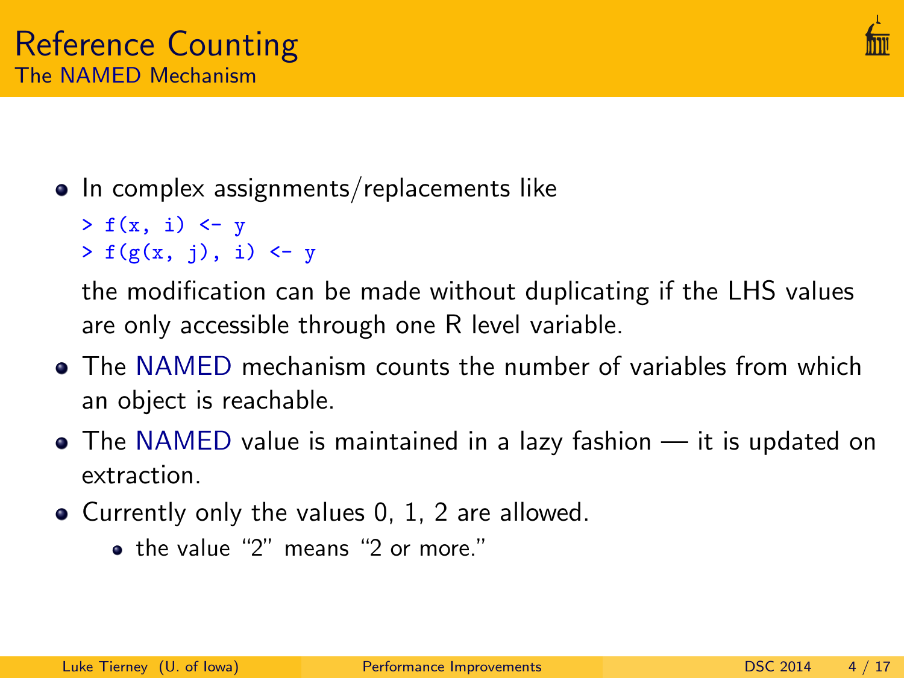# Reference Counting

## The NAMED Mechanism

- In complex assignments/replacements like

  ```
  > f(x, i) <- y
  > f(g(x, j), i) <- y
  ```

  the modification can be made without duplicating if the LHS values are only accessible through one R level variable.
- The NAMED mechanism counts the number of variables from which an object is reachable.
- The NAMED value is maintained in a lazy fashion — it is updated on extraction.
- Currently only the values 0, 1, 2 are allowed.
  - the value "2" means "2 or more."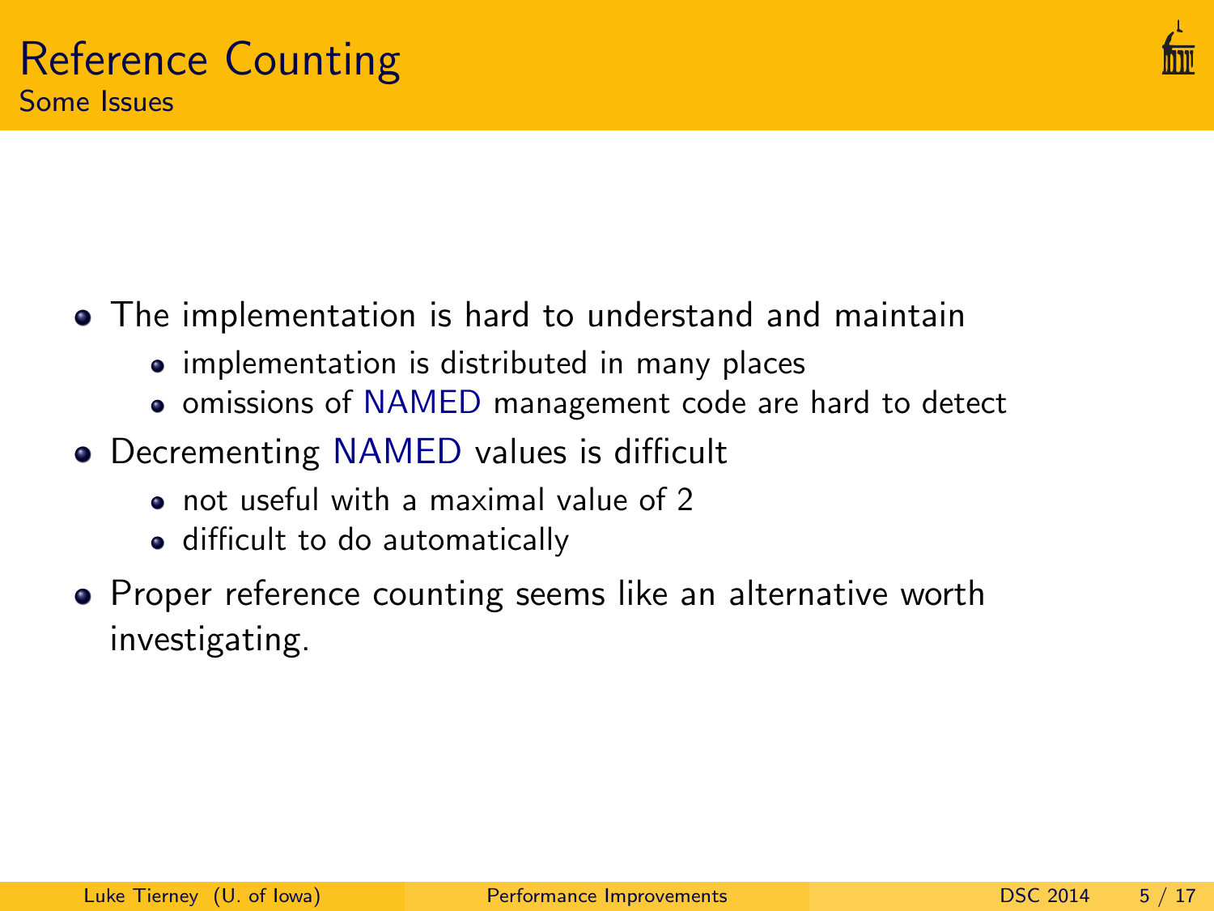# Reference Counting

## Some Issues

- The implementation is hard to understand and maintain
  - implementation is distributed in many places
  - omissions of NAMED management code are hard to detect
- Decrementing NAMED values is difficult
  - not useful with a maximal value of 2
  - difficult to do automatically
- Proper reference counting seems like an alternative worth investigating.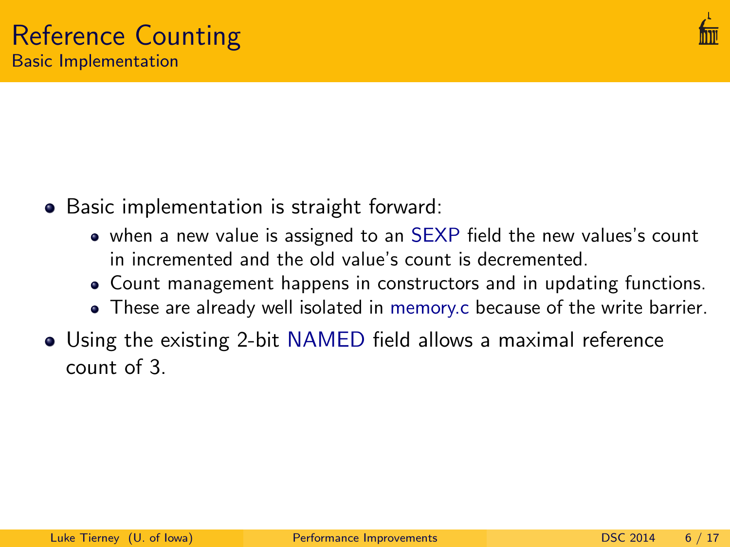# Reference Counting

## Basic Implementation

- Basic implementation is straight forward:
  - when a new value is assigned to an SEXP field the new values's count in incremented and the old value's count is decremented.
  - Count management happens in constructors and in updating functions.
  - These are already well isolated in memory.c because of the write barrier.
- Using the existing 2-bit NAMED field allows a maximal reference count of 3.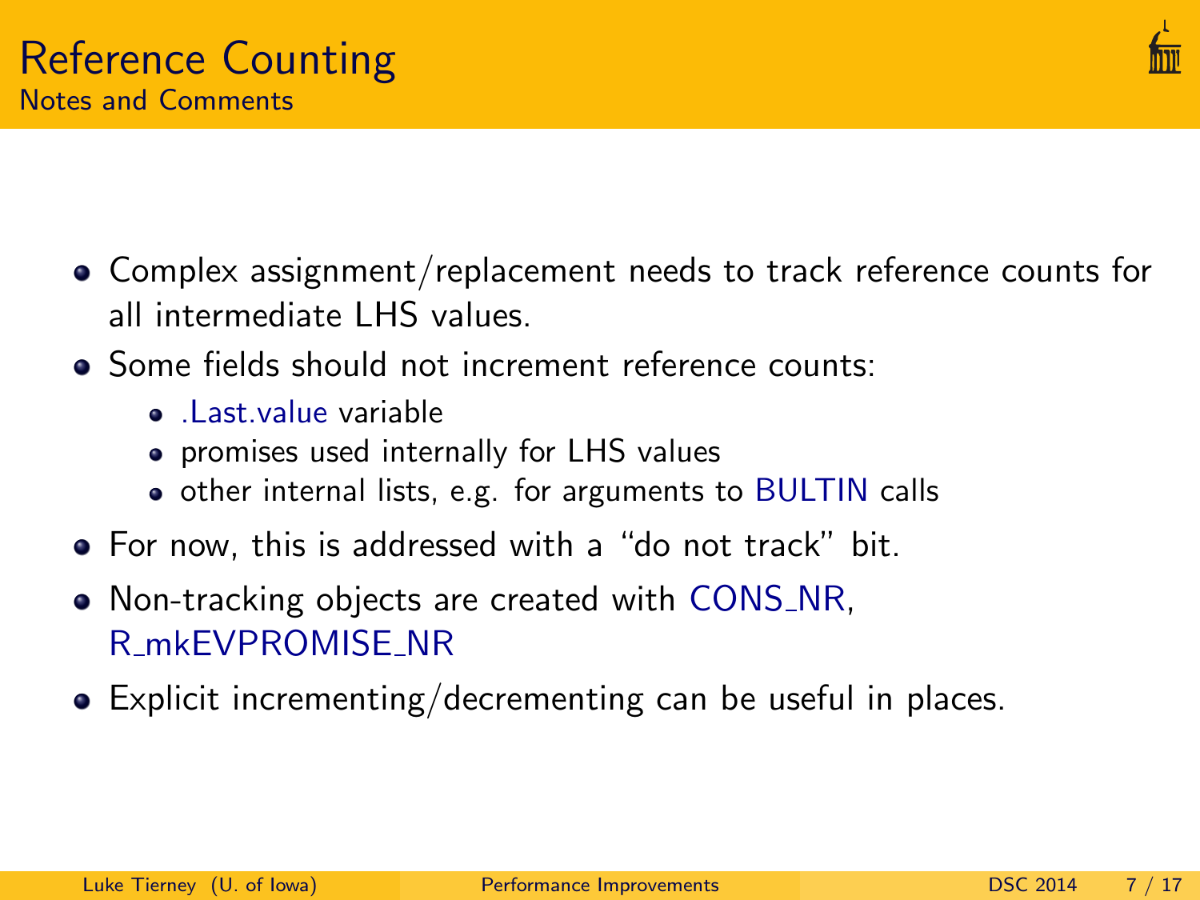# Reference Counting

## Notes and Comments

- Complex assignment/replacement needs to track reference counts for all intermediate LHS values.
- Some fields should not increment reference counts:
  - .Last.value variable
  - promises used internally for LHS values
  - other internal lists, e.g. for arguments to BULTIN calls
- For now, this is addressed with a "do not track" bit.
- Non-tracking objects are created with CONS_NR, R_mkEVPROMISE_NR
- Explicit incrementing/decrementing can be useful in places.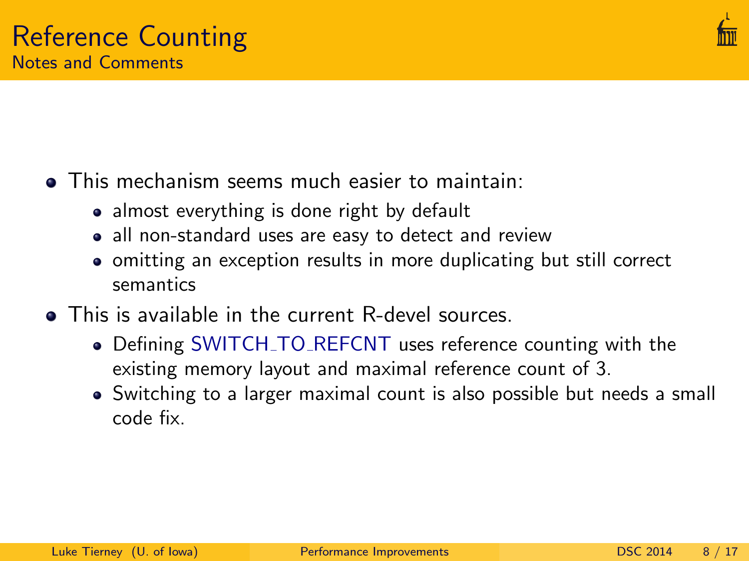# Reference Counting

## Notes and Comments

- This mechanism seems much easier to maintain:
  - almost everything is done right by default
  - all non-standard uses are easy to detect and review
  - omitting an exception results in more duplicating but still correct semantics
- This is available in the current R-devel sources.
  - Defining SWITCH_TO_REFCNT uses reference counting with the existing memory layout and maximal reference count of 3.
  - Switching to a larger maximal count is also possible but needs a small code fix.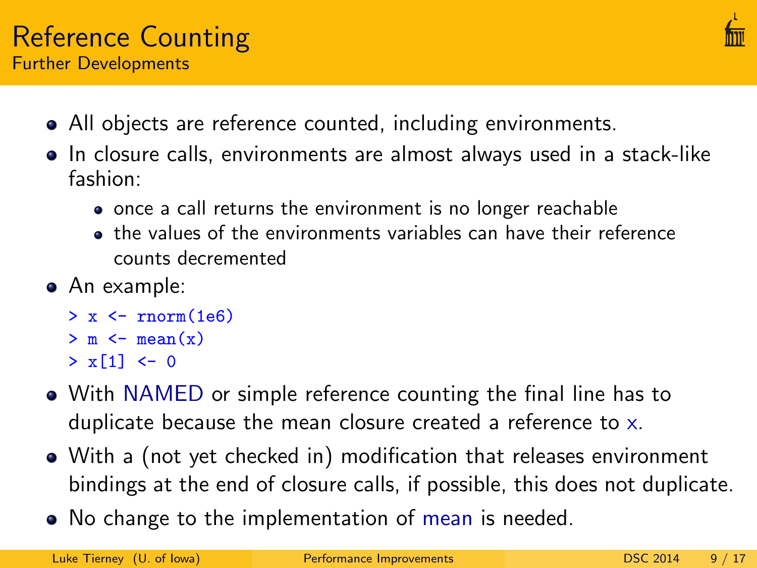# Reference Counting

## Further Developments

- All objects are reference counted, including environments.
- In closure calls, environments are almost always used in a stack-like fashion:
  - once a call returns the environment is no longer reachable
  - the values of the environments variables can have their reference counts decremented
- An example:

```
> x <- rnorm(1e6)
> m <- mean(x)
> x[1] <- 0
```

- With NAMED or simple reference counting the final line has to duplicate because the mean closure created a reference to x.
- With a (not yet checked in) modification that releases environment bindings at the end of closure calls, if possible, this does not duplicate.
- No change to the implementation of mean is needed.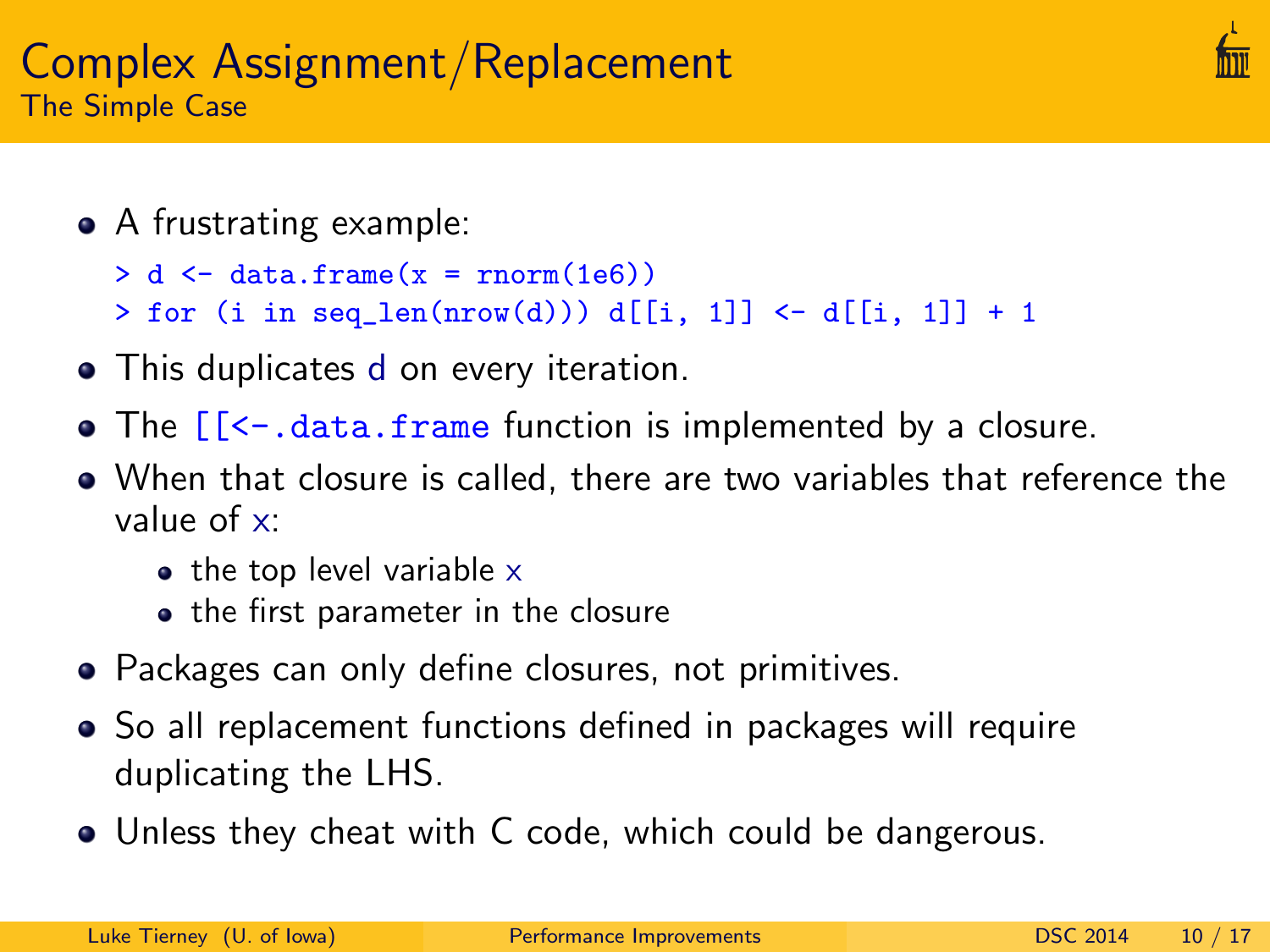# Complex Assignment/Replacement

## The Simple Case

- A frustrating example:

```
> d <- data.frame(x = rnorm(1e6))
> for (i in seq_len(nrow(d))) d[[i, 1]] <- d[[i, 1]] + 1
```

- This duplicates `d` on every iteration.
- The `[[<-.data.frame` function is implemented by a closure.
- When that closure is called, there are two variables that reference the value of `x`:
  - the top level variable `x`
  - the first parameter in the closure
- Packages can only define closures, not primitives.
- So all replacement functions defined in packages will require duplicating the LHS.
- Unless they cheat with C code, which could be dangerous.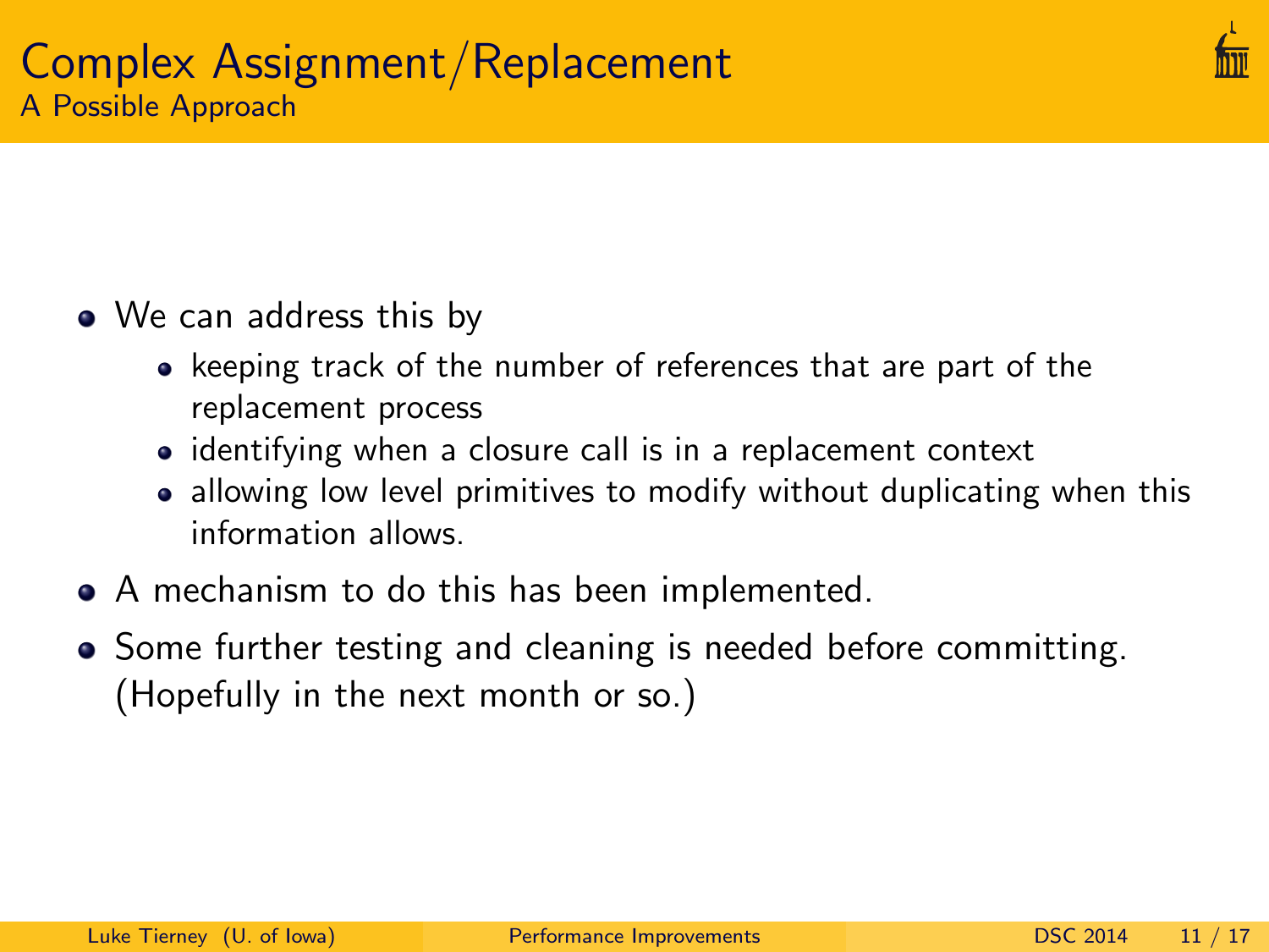# Complex Assignment/Replacement

## A Possible Approach

- We can address this by
  - keeping track of the number of references that are part of the replacement process
  - identifying when a closure call is in a replacement context
  - allowing low level primitives to modify without duplicating when this information allows.
- A mechanism to do this has been implemented.
- Some further testing and cleaning is needed before committing. (Hopefully in the next month or so.)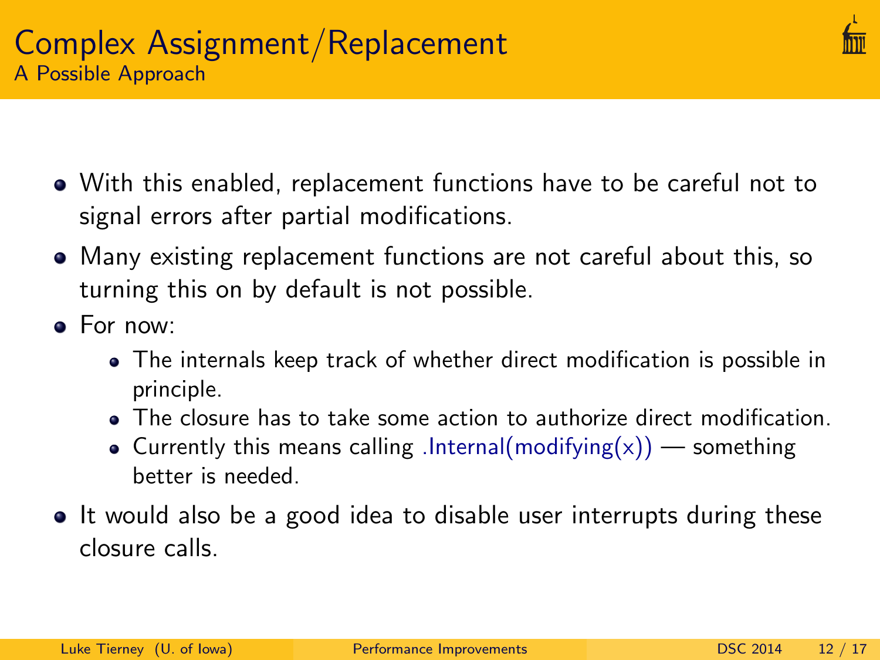# Complex Assignment/Replacement

## A Possible Approach

- With this enabled, replacement functions have to be careful not to signal errors after partial modifications.
- Many existing replacement functions are not careful about this, so turning this on by default is not possible.
- For now:
  - The internals keep track of whether direct modification is possible in principle.
  - The closure has to take some action to authorize direct modification.
  - Currently this means calling `.Internal(modifying(x))` — something better is needed.
- It would also be a good idea to disable user interrupts during these closure calls.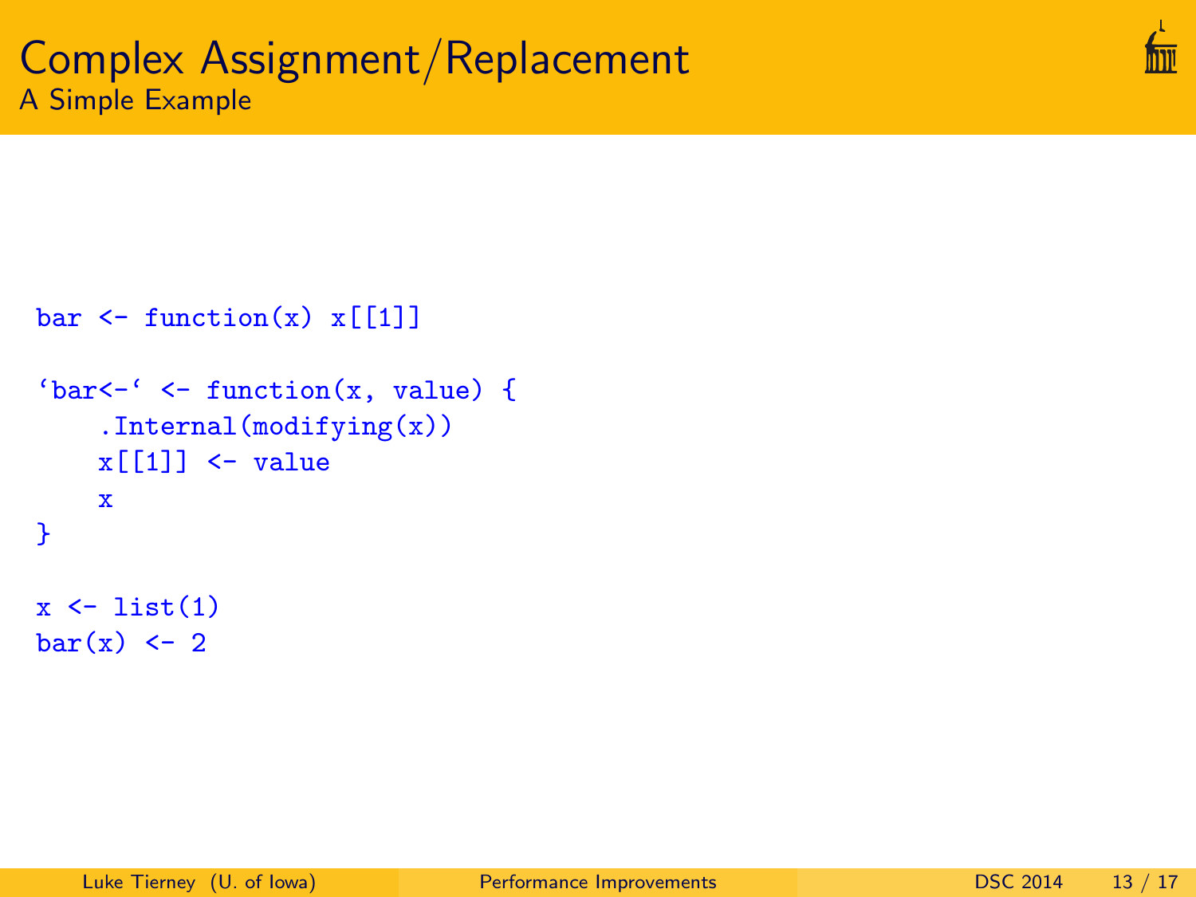# Complex Assignment/Replacement

## A Simple Example

```
bar <- function(x) x[[1]]

`bar<-` <- function(x, value) {
    .Internal(modifying(x))
    x[[1]] <- value
    x
}

x <- list(1)
bar(x) <- 2
```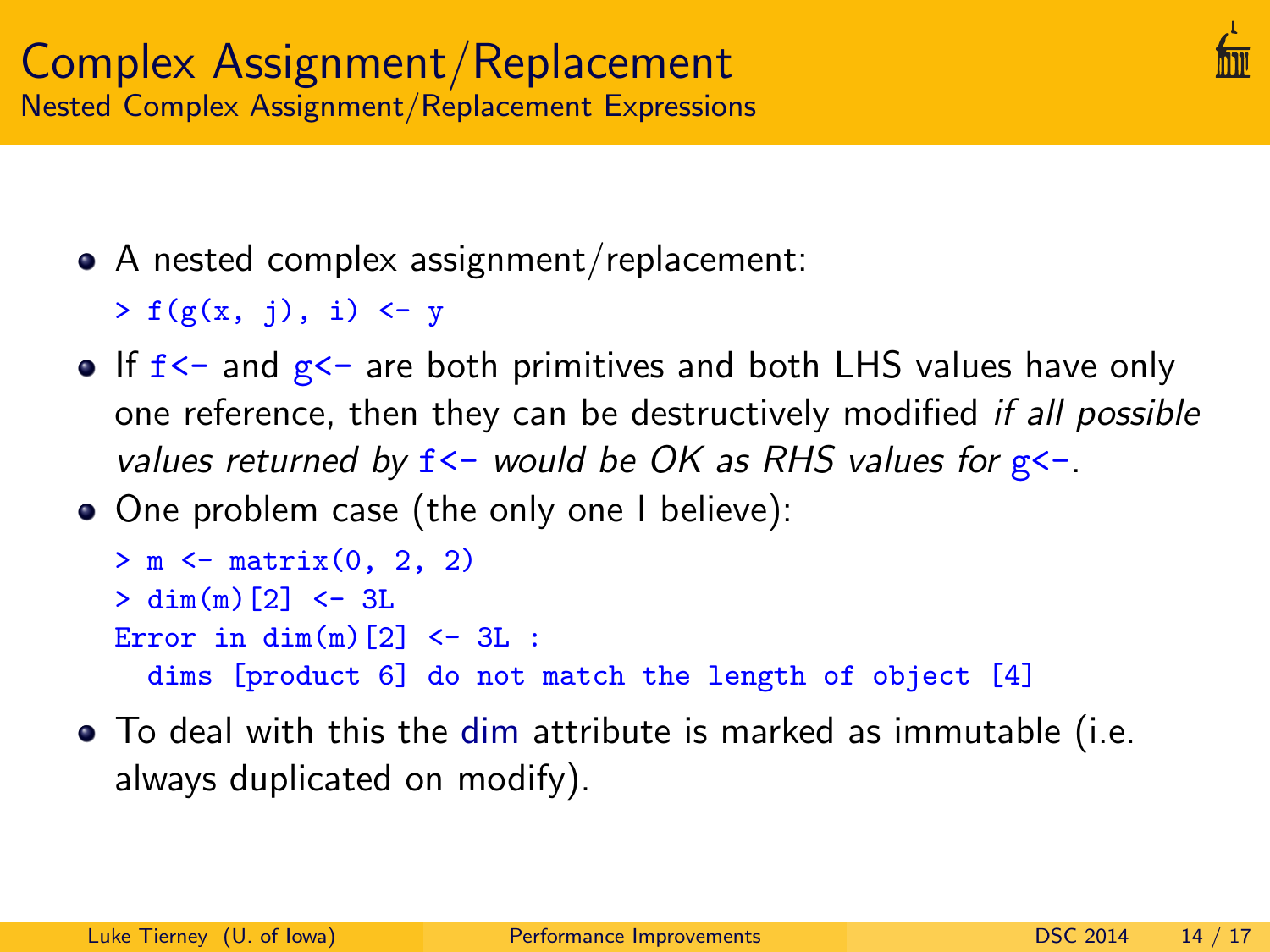# Complex Assignment/Replacement

## Nested Complex Assignment/Replacement Expressions

- A nested complex assignment/replacement:

```
> f(g(x, j), i) <- y
```

- If `f<-` and `g<-` are both primitives and both LHS values have only one reference, then they can be destructively modified *if all possible values returned by* `f<-` *would be OK as RHS values for* `g<-`.
- One problem case (the only one I believe):

```
> m <- matrix(0, 2, 2)
> dim(m)[2] <- 3L
Error in dim(m)[2] <- 3L :
  dims [product 6] do not match the length of object [4]
```

- To deal with this the dim attribute is marked as immutable (i.e. always duplicated on modify).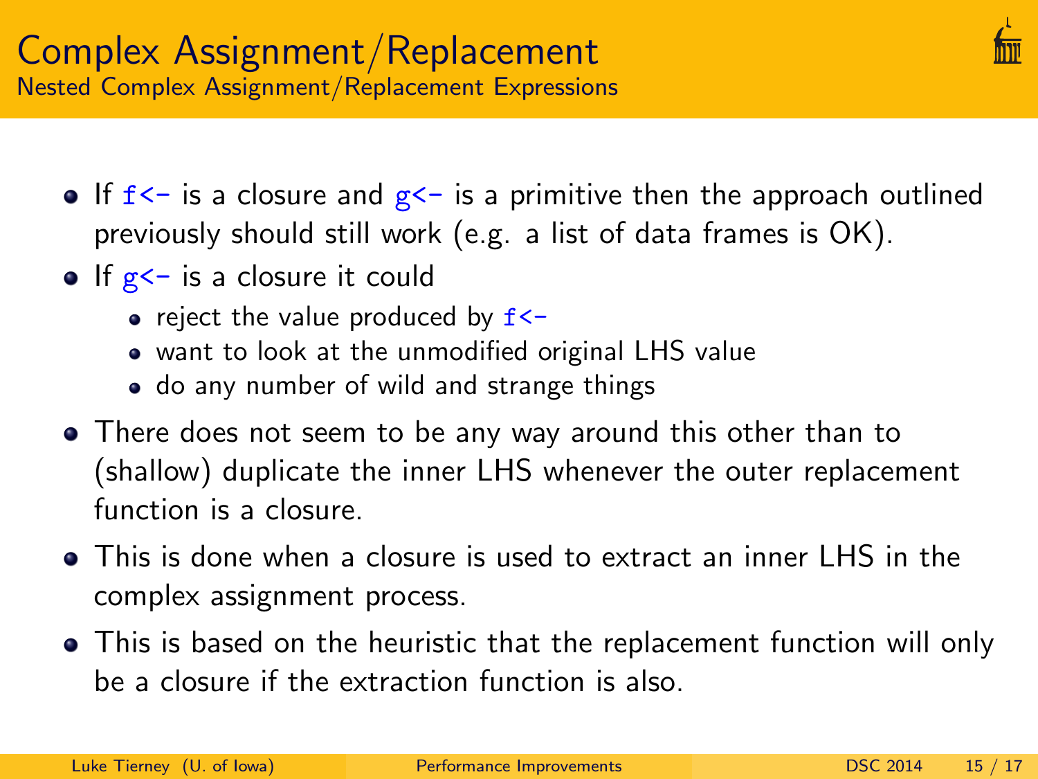# Complex Assignment/Replacement

## Nested Complex Assignment/Replacement Expressions

- If `f<-` is a closure and `g<-` is a primitive then the approach outlined previously should still work (e.g. a list of data frames is OK).
- If `g<-` is a closure it could
  - reject the value produced by `f<-`
  - want to look at the unmodified original LHS value
  - do any number of wild and strange things
- There does not seem to be any way around this other than to (shallow) duplicate the inner LHS whenever the outer replacement function is a closure.
- This is done when a closure is used to extract an inner LHS in the complex assignment process.
- This is based on the heuristic that the replacement function will only be a closure if the extraction function is also.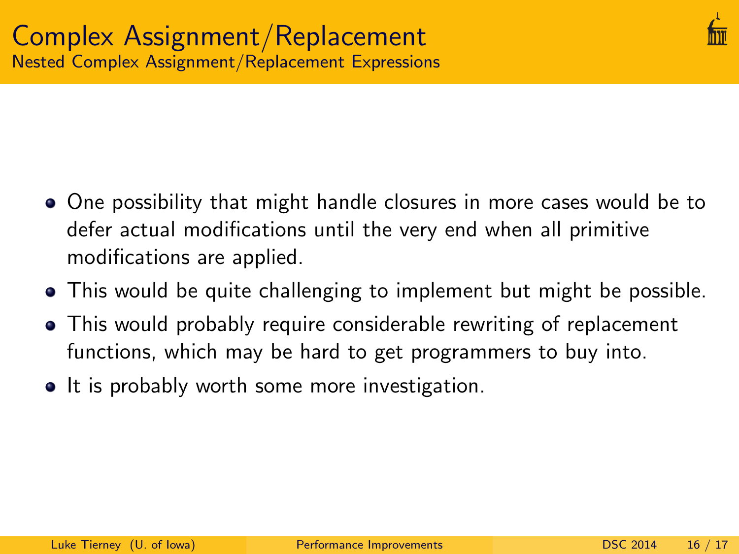# Complex Assignment/Replacement

## Nested Complex Assignment/Replacement Expressions

- One possibility that might handle closures in more cases would be to defer actual modifications until the very end when all primitive modifications are applied.
- This would be quite challenging to implement but might be possible.
- This would probably require considerable rewriting of replacement functions, which may be hard to get programmers to buy into.
- It is probably worth some more investigation.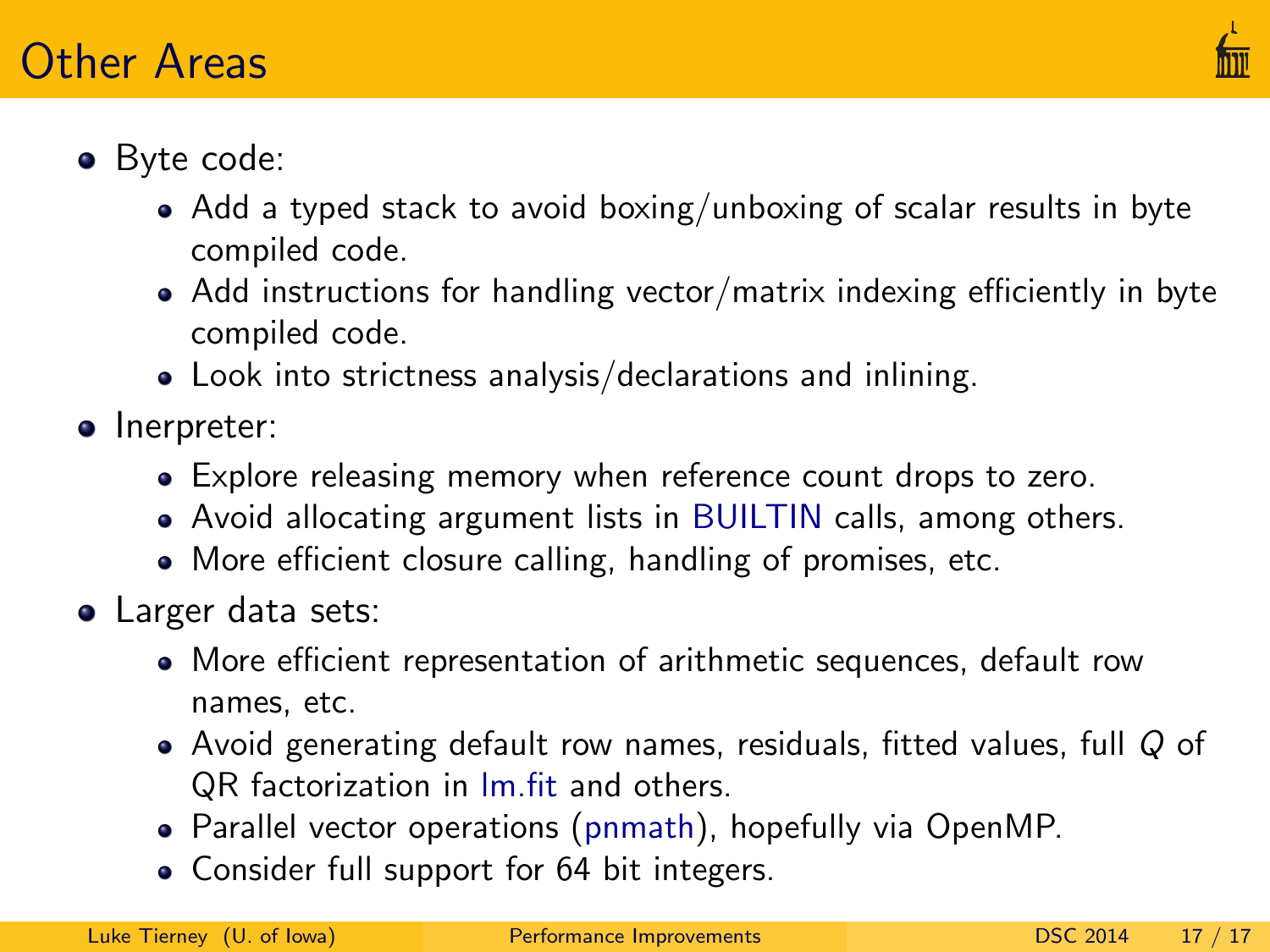# Other Areas

- Byte code:
  - Add a typed stack to avoid boxing/unboxing of scalar results in byte compiled code.
  - Add instructions for handling vector/matrix indexing efficiently in byte compiled code.
  - Look into strictness analysis/declarations and inlining.
- Inerpreter:
  - Explore releasing memory when reference count drops to zero.
  - Avoid allocating argument lists in BUILTIN calls, among others.
  - More efficient closure calling, handling of promises, etc.
- Larger data sets:
  - More efficient representation of arithmetic sequences, default row names, etc.
  - Avoid generating default row names, residuals, fitted values, full $Q$ of QR factorization in lm.fit and others.
  - Parallel vector operations (pnmath), hopefully via OpenMP.
  - Consider full support for 64 bit integers.